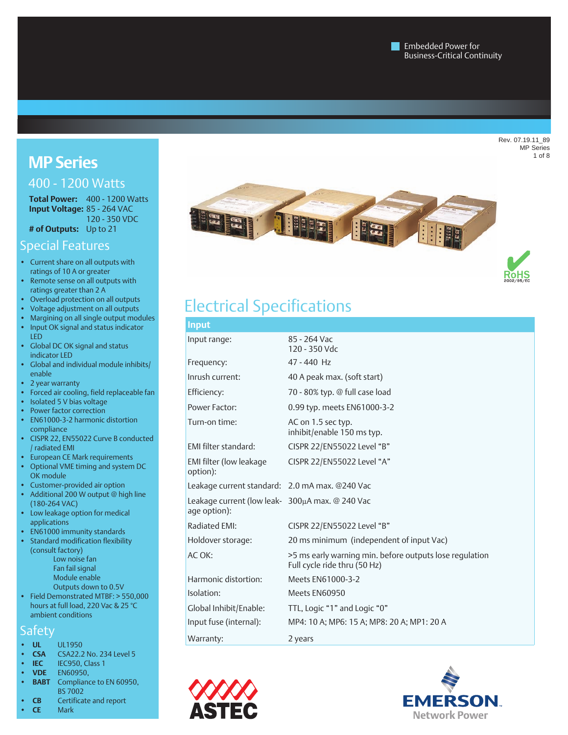Embedded Power for Business-Critical Continuity

Rev. 07.19.11_89
MP Series

# MP Series

## 400 - 1200 Watts

**Total Power:** 400 - 1200 Watts
**Input Voltage:** 85 - 264 VAC
120 - 350 VDC
**# of Outputs:** Up to 21

## Special Features

- Current share on all outputs with ratings of 10 A or greater
- Remote sense on all outputs with ratings greater than 2 A
- Overload protection on all outputs
- Voltage adjustment on all outputs
- Margining on all single output modules
- Input OK signal and status indicator LED
- Global DC OK signal and status indicator LED
- Global and individual module inhibits/enable
- 2 year warranty
- Forced air cooling, field replaceable fan
- Isolated 5 V bias voltage
- Power factor correction
- EN61000-3-2 harmonic distortion compliance
- CISPR 22, EN55022 Curve B conducted / radiated EMI
- European CE Mark requirements
- Optional VME timing and system DC OK module
- Customer-provided air option
- Additional 200 W output @ high line (180-264 VAC)
- Low leakage option for medical applications
- EN61000 immunity standards
- Standard modification flexibility (consult factory)
  - Low noise fan
  - Fan fail signal
  - Module enable
  - Outputs down to 0.5V
- Field Demonstrated MTBF: > 550,000 hours at full load, 220 Vac & 25 °C ambient conditions

## Safety

- **UL** UL1950
- **CSA** CSA22.2 No. 234 Level 5
- **IEC** IEC950, Class 1
- **VDE** EN60950,
- **BABT** Compliance to EN 60950, BS 7002
- **CB** Certificate and report
- **CE** Mark

RoHS 2002/95/EC

# Electrical Specifications

| Input | |
|---|---|
| Input range: | 85 - 264 Vac<br>120 - 350 Vdc |
| Frequency: | 47 - 440 Hz |
| Inrush current: | 40 A peak max. (soft start) |
| Efficiency: | 70 - 80% typ. @ full case load |
| Power Factor: | 0.99 typ. meets EN61000-3-2 |
| Turn-on time: | AC on 1.5 sec typ.<br>inhibit/enable 150 ms typ. |
| EMI filter standard: | CISPR 22/EN55022 Level "B" |
| EMI filter (low leakage option): | CISPR 22/EN55022 Level "A" |
| Leakage current standard: | 2.0 mA max. @240 Vac |
| Leakage current (low leakage option): | 300µA max. @ 240 Vac |
| Radiated EMI: | CISPR 22/EN55022 Level "B" |
| Holdover storage: | 20 ms minimum (independent of input Vac) |
| AC OK: | >5 ms early warning min. before outputs lose regulation<br>Full cycle ride thru (50 Hz) |
| Harmonic distortion: | Meets EN61000-3-2 |
| Isolation: | Meets EN60950 |
| Global Inhibit/Enable: | TTL, Logic "1" and Logic "0" |
| Input fuse (internal): | MP4: 10 A; MP6: 15 A; MP8: 20 A; MP1: 20 A |
| Warranty: | 2 years |

ASTEC

EMERSON Network Power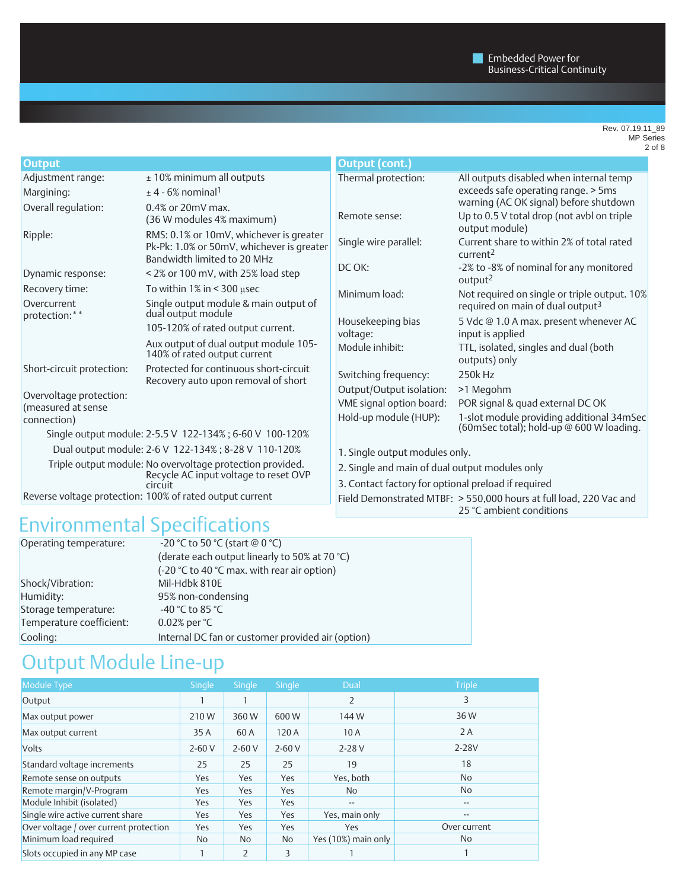## Output

| | |
|---|---|
| Adjustment range: | ± 10% minimum all outputs |
| Margining: | ± 4 - 6% nominal[1] |
| Overall regulation: | 0.4% or 20mV max. (36 W modules 4% maximum) |
| Ripple: | RMS: 0.1% or 10mV, whichever is greater<br>Pk-Pk: 1.0% or 50mV, whichever is greater<br>Bandwidth limited to 20 MHz |
| Dynamic response: | < 2% or 100 mV, with 25% load step |
| Recovery time: | To within 1% in < 300 µsec |
| Overcurrent protection:** | Single output module & main output of dual output module<br>105-120% of rated output current.<br>Aux output of dual output module 105-140% of rated output current |
| Short-circuit protection: | Protected for continuous short-circuit<br>Recovery auto upon removal of short |
| Overvoltage protection: (measured at sense connection) | |
| Single output module: | 2-5.5 V 122-134% ; 6-60 V 100-120% |
| Dual output module: | 2-6 V 122-134% ; 8-28 V 110-120% |
| Triple output module: | No overvoltage protection provided. Recycle AC input voltage to reset OVP circuit |
| Reverse voltage protection: | 100% of rated output current |

## Output (cont.)

| | |
|---|---|
| Thermal protection: | All outputs disabled when internal temp exceeds safe operating range. > 5ms warning (AC OK signal) before shutdown |
| Remote sense: | Up to 0.5 V total drop (not avbl on triple output module) |
| Single wire parallel: | Current share to within 2% of total rated current[2] |
| DC OK: | -2% to -8% of nominal for any monitored output[2] |
| Minimum load: | Not required on single or triple output. 10% required on main of dual output[3] |
| Housekeeping bias voltage: | 5 Vdc @ 1.0 A max. present whenever AC input is applied |
| Module inhibit: | TTL, isolated, singles and dual (both outputs) only |
| Switching frequency: | 250k Hz |
| Output/Output isolation: | >1 Megohm |
| VME signal option board: | POR signal & quad external DC OK |
| Hold-up module (HUP): | 1-slot module providing additional 34mSec (60mSec total); hold-up @ 600 W loading. |

1. Single output modules only.
2. Single and main of dual output modules only
3. Contact factory for optional preload if required

Field Demonstrated MTBF: > 550,000 hours at full load, 220 Vac and 25 °C ambient conditions

# Environmental Specifications

| | |
|---|---|
| Operating temperature: | -20 °C to 50 °C (start @ 0 °C)<br>(derate each output linearly to 50% at 70 °C)<br>(-20 °C to 40 °C max. with rear air option) |
| Shock/Vibration: | Mil-Hdbk 810E |
| Humidity: | 95% non-condensing |
| Storage temperature: | -40 °C to 85 °C |
| Temperature coefficient: | 0.02% per °C |
| Cooling: | Internal DC fan or customer provided air (option) |

# Output Module Line-up

| Module Type | Single | Single | Single | Dual | Triple |
|---|---|---|---|---|---|
| Output | 1 | 1 | | 2 | 3 |
| Max output power | 210 W | 360 W | 600 W | 144 W | 36 W |
| Max output current | 35 A | 60 A | 120 A | 10 A | 2 A |
| Volts | 2-60 V | 2-60 V | 2-60 V | 2-28 V | 2-28V |
| Standard voltage increments | 25 | 25 | 25 | 19 | 18 |
| Remote sense on outputs | Yes | Yes | Yes | Yes, both | No |
| Remote margin/V-Program | Yes | Yes | Yes | No | No |
| Module Inhibit (isolated) | Yes | Yes | Yes | -- | -- |
| Single wire active current share | Yes | Yes | Yes | Yes, main only | -- |
| Over voltage / over current protection | Yes | Yes | Yes | Yes | Over current |
| Minimum load required | No | No | No | Yes (10%) main only | No |
| Slots occupied in any MP case | 1 | 2 | 3 | 1 | 1 |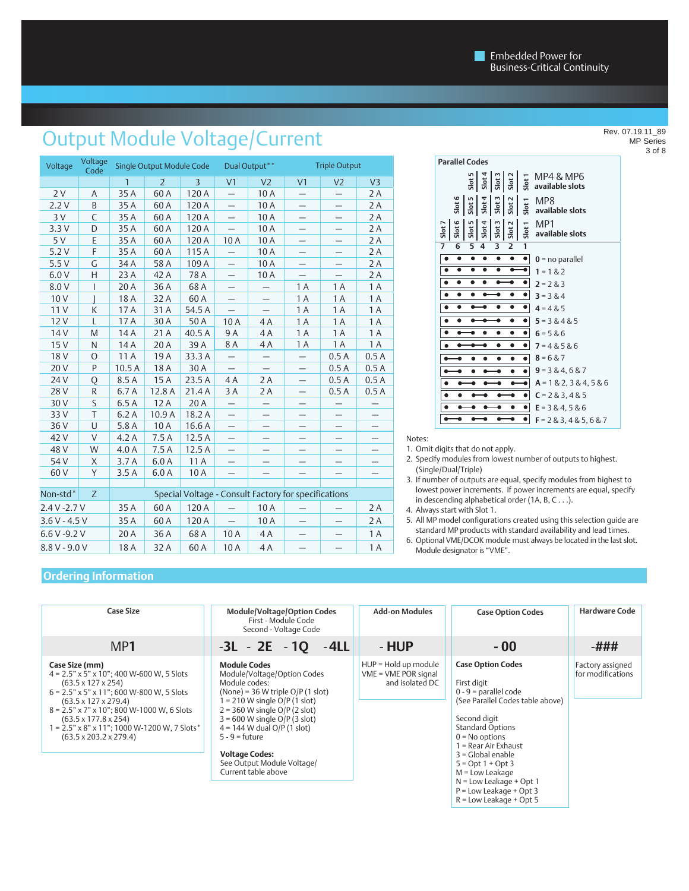Embedded Power for Business-Critical Continuity

Rev. 07.19.11_89
MP Series

# Output Module Voltage/Current

| Voltage | Voltage Code | Single Output Module Code | | | Dual Output** | | Triple Output | | |
|---|---|---|---|---|---|---|---|---|---|
| | | 1 | 2 | 3 | V1 | V2 | V1 | V2 | V3 |
| 2 V | A | 35 A | 60 A | 120 A | — | 10 A | — | — | 2 A |
| 2.2 V | B | 35 A | 60 A | 120 A | — | 10 A | — | — | 2 A |
| 3 V | C | 35 A | 60 A | 120 A | — | 10 A | — | — | 2 A |
| 3.3 V | D | 35 A | 60 A | 120 A | — | 10 A | — | — | 2 A |
| 5 V | E | 35 A | 60 A | 120 A | 10 A | 10 A | — | — | 2 A |
| 5.2 V | F | 35 A | 60 A | 115 A | — | 10 A | — | — | 2 A |
| 5.5 V | G | 34 A | 58 A | 109 A | — | 10 A | — | — | 2 A |
| 6.0 V | H | 23 A | 42 A | 78 A | — | 10 A | — | — | 2 A |
| 8.0 V | I | 20 A | 36 A | 68 A | — | — | 1 A | 1 A | 1 A |
| 10 V | J | 18 A | 32 A | 60 A | — | — | 1 A | 1 A | 1 A |
| 11 V | K | 17 A | 31 A | 54.5 A | — | — | 1 A | 1 A | 1 A |
| 12 V | L | 17 A | 30 A | 50 A | 10 A | 4 A | 1 A | 1 A | 1 A |
| 14 V | M | 14 A | 21 A | 40.5 A | 9 A | 4 A | 1 A | 1 A | 1 A |
| 15 V | N | 14 A | 20 A | 39 A | 8 A | 4 A | 1 A | 1 A | 1 A |
| 18 V | O | 11 A | 19 A | 33.3 A | — | — | — | 0.5 A | 0.5 A |
| 20 V | P | 10.5 A | 18 A | 30 A | — | — | — | 0.5 A | 0.5 A |
| 24 V | Q | 8.5 A | 15 A | 23.5 A | 4 A | 2 A | — | 0.5 A | 0.5 A |
| 28 V | R | 6.7 A | 12.8 A | 21.4 A | 3 A | 2 A | — | 0.5 A | 0.5 A |
| 30 V | S | 6.5 A | 12 A | 20 A | — | — | — | — | — |
| 33 V | T | 6.2 A | 10.9 A | 18.2 A | — | — | — | — | — |
| 36 V | U | 5.8 A | 10 A | 16.6 A | — | — | — | — | — |
| 42 V | V | 4.2 A | 7.5 A | 12.5 A | — | — | — | — | — |
| 48 V | W | 4.0 A | 7.5 A | 12.5 A | — | — | — | — | — |
| 54 V | X | 3.7 A | 6.0 A | 11 A | — | — | — | — | — |
| 60 V | Y | 3.5 A | 6.0 A | 10 A | — | — | — | — | — |
| Non-std* | Z | Special Voltage - Consult Factory for specifications | | | | | | | |
| 2.4 V -2.7 V | | 35 A | 60 A | 120 A | — | 10 A | — | — | 2 A |
| 3.6 V - 4.5 V | | 35 A | 60 A | 120 A | — | 10 A | — | — | 2 A |
| 6.6 V -9.2 V | | 20 A | 36 A | 68 A | 10 A | 4 A | — | — | 1 A |
| 8.8 V - 9.0 V | | 18 A | 32 A | 60 A | 10 A | 4 A | — | — | 1 A |

**Parallel Codes**

MP4 & MP6 available slots: Slot 5, Slot 4, Slot 3, Slot 2, Slot 1
MP8 available slots: Slot 6, Slot 5, Slot 4, Slot 3, Slot 2, Slot 1
MP1 available slots: Slot 7, Slot 6, Slot 5, Slot 4, Slot 3, Slot 2, Slot 1

Slots: 7 6 5 4 3 2 1

- **0** = no parallel
- **1** = 1 & 2
- **2** = 2 & 3
- **3** = 3 & 4
- **4** = 4 & 5
- **5** = 3 & 4 & 5
- **6** = 5 & 6
- **7** = 4 & 5 & 6
- **8** = 6 & 7
- **9** = 3 & 4, 6 & 7
- **A** = 1 & 2, 3 & 4, 5 & 6
- **C** = 2 & 3, 4 & 5
- **E** = 3 & 4, 5 & 6
- **F** = 2 & 3, 4 & 5, 6 & 7

Notes:

1. Omit digits that do not apply.
2. Specify modules from lowest number of outputs to highest. (Single/Dual/Triple)
3. If number of outputs are equal, specify modules from highest to lowest power increments. If power increments are equal, specify in descending alphabetical order (1A, B, C . . .).
4. Always start with Slot 1.
5. All MP model configurations created using this selection guide are standard MP products with standard availability and lead times.
6. Optional VME/DCOK module must always be located in the last slot. Module designator is "VME".

## Ordering Information

| Case Size | Module/Voltage/Option Codes (First - Module Code, Second - Voltage Code) | Add-on Modules | Case Option Codes | Hardware Code |
|---|---|---|---|---|
| MP**1** | -3L - 2E - 1Q -4LL | - HUP | - 00 | -### |

**Case Size (mm)**
- 4 = 2.5" x 5" x 10"; 400 W-600 W, 5 Slots (63.5 x 127 x 254)
- 6 = 2.5" x 5" x 11"; 600 W-800 W, 5 Slots (63.5 x 127 x 279.4)
- 8 = 2.5" x 7" x 10"; 800 W-1000 W, 6 Slots (63.5 x 177.8 x 254)
- 1 = 2.5" x 8" x 11"; 1000 W-1200 W, 7 Slots* (63.5 x 203.2 x 279.4)

**Module Codes**
Module/Voltage/Option Codes
Module codes:
- (None) = 36 W triple O/P (1 slot)
- 1 = 210 W single O/P (1 slot)
- 2 = 360 W single O/P (2 slot)
- 3 = 600 W single O/P (3 slot)
- 4 = 144 W dual O/P (1 slot)
- 5 - 9 = future

**Voltage Codes:**
See Output Module Voltage/Current table above

**Add-on Modules**
- HUP = Hold up module
- VME = VME POR signal and isolated DC

**Case Option Codes**

First digit
0 - 9 = parallel code
(See Parallel Codes table above)

Second digit
Standard Options
- 0 = No options
- 1 = Rear Air Exhaust
- 3 = Global enable
- 5 = Opt 1 + Opt 3
- M = Low Leakage
- N = Low Leakage + Opt 1
- P = Low Leakage + Opt 3
- R = Low Leakage + Opt 5

**Hardware Code**
Factory assigned for modifications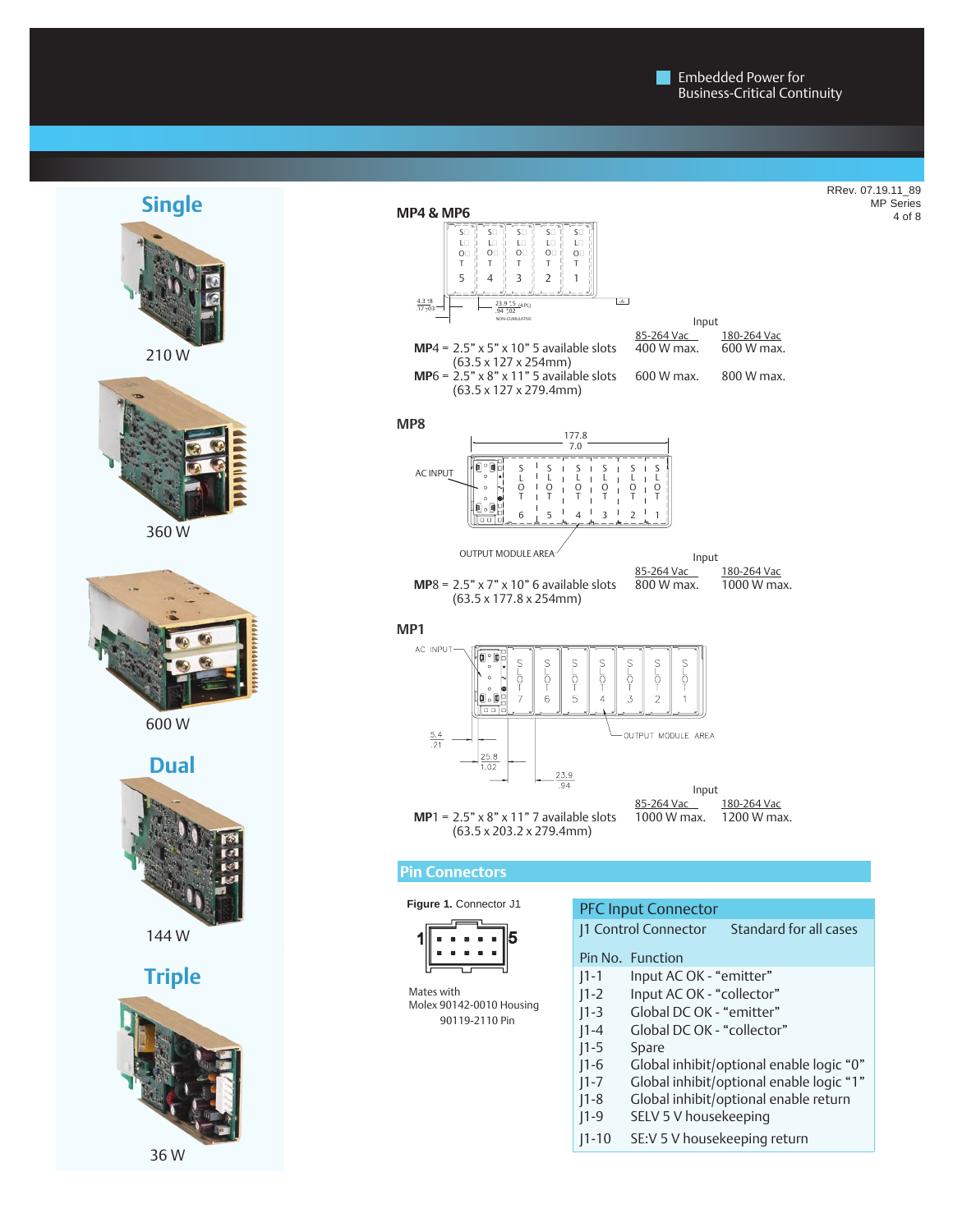Embedded Power for
Business-Critical Continuity

## Single

210 W

360 W

600 W

## Dual

144 W

## Triple

36 W

## MP4 & MP6

| | Input 85-264 Vac | Input 180-264 Vac |
|---|---|---|
| **MP4** = 2.5" x 5" x 10" 5 available slots (63.5 x 127 x 254mm) | 400 W max. | 600 W max. |
| **MP6** = 2.5" x 8" x 11" 5 available slots (63.5 x 127 x 279.4mm) | 600 W max. | 800 W max. |

## MP8

| | Input 85-264 Vac | Input 180-264 Vac |
|---|---|---|
| **MP8** = 2.5" x 7" x 10" 6 available slots (63.5 x 177.8 x 254mm) | 800 W max. | 1000 W max. |

## MP1

| | Input 85-264 Vac | Input 180-264 Vac |
|---|---|---|
| **MP1** = 2.5" x 8" x 11" 7 available slots (63.5 x 203.2 x 279.4mm) | 1000 W max. | 1200 W max. |

## Pin Connectors

**Figure 1.** Connector J1

Mates with
Molex 90142-0010 Housing
90119-2110 Pin

### PFC Input Connector

J1 Control Connector — Standard for all cases

| Pin No. | Function |
|---|---|
| J1-1 | Input AC OK - "emitter" |
| J1-2 | Input AC OK - "collector" |
| J1-3 | Global DC OK - "emitter" |
| J1-4 | Global DC OK - "collector" |
| J1-5 | Spare |
| J1-6 | Global inhibit/optional enable logic "0" |
| J1-7 | Global inhibit/optional enable logic "1" |
| J1-8 | Global inhibit/optional enable return |
| J1-9 | SELV 5 V housekeeping |
| J1-10 | SE:V 5 V housekeeping return |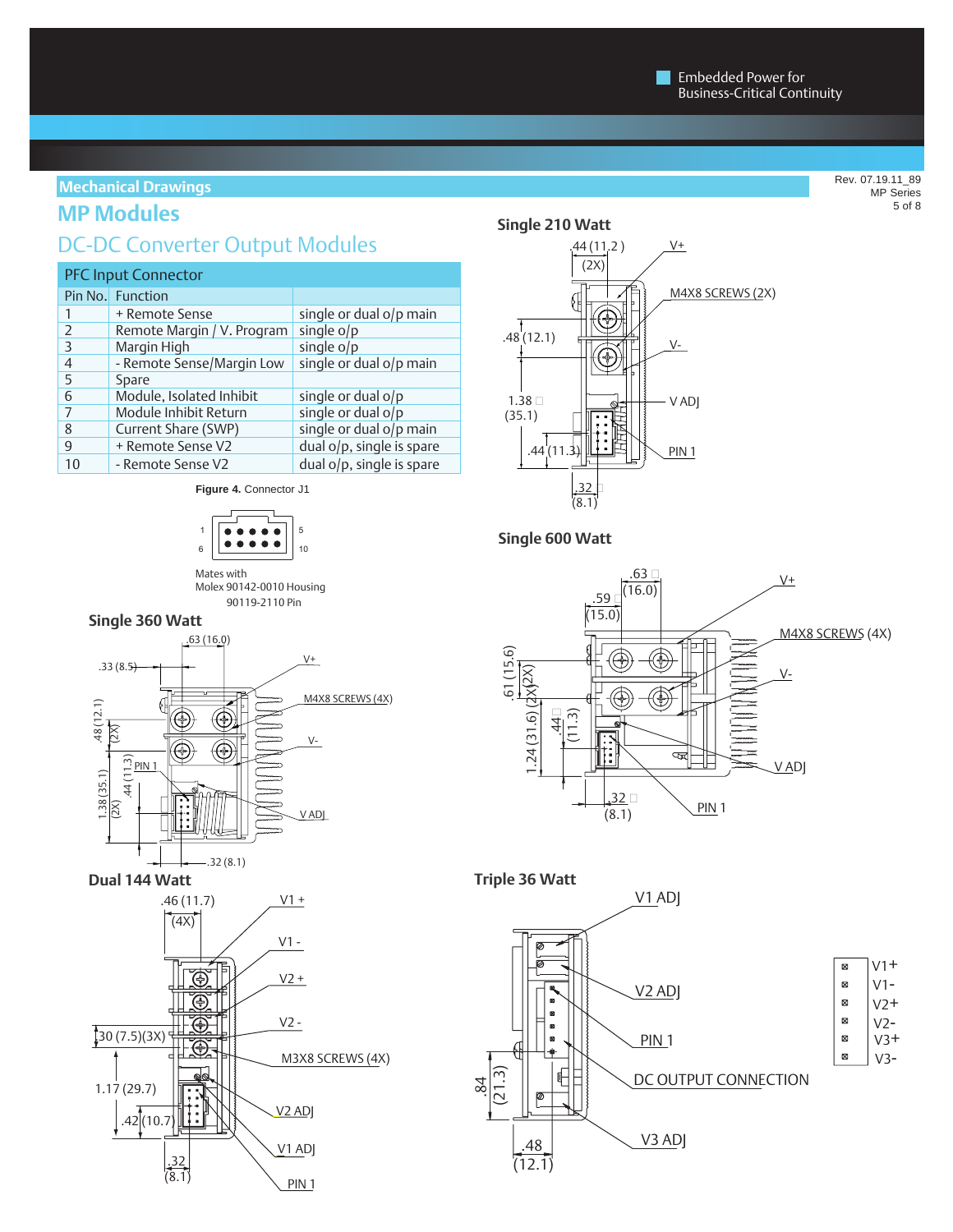## Mechanical Drawings

# MP Modules

## DC-DC Converter Output Modules

| PFC Input Connector | | |
|---|---|---|
| Pin No. | Function | |
| 1 | + Remote Sense | single or dual o/p main |
| 2 | Remote Margin / V. Program | single o/p |
| 3 | Margin High | single o/p |
| 4 | - Remote Sense/Margin Low | single or dual o/p main |
| 5 | Spare | |
| 6 | Module, Isolated Inhibit | single or dual o/p |
| 7 | Module Inhibit Return | single or dual o/p |
| 8 | Current Share (SWP) | single or dual o/p main |
| 9 | + Remote Sense V2 | dual o/p, single is spare |
| 10 | - Remote Sense V2 | dual o/p, single is spare |

**Figure 4.** Connector J1

1 5
6 10

Mates with
Molex 90142-0010 Housing
90119-2110 Pin

### Single 360 Watt

.63 (16.0), .33 (8.5), .48 (12.1) (2X), 1.38 (35.1) (2X), .44 (11.3), .32 (8.1), PIN 1, V+, M4X8 SCREWS (4X), V-, V ADJ

### Dual 144 Watt

.46 (11.7) (4X), .30 (7.5)(3X), 1.17 (29.7), .42 (10.7), .32 (8.1), V1 +, V1 -, V2 +, V2 -, M3X8 SCREWS (4X), V2 ADJ, V1 ADJ, PIN 1

### Single 210 Watt

.44 (11.2) (2X), .48 (12.1), 1.38 (35.1), .44 (11.3), .32 (8.1), V+, M4X8 SCREWS (2X), V-, V ADJ, PIN 1

### Single 600 Watt

.63 (16.0), .59 (15.0), .61 (15.6) (2X), 1.24 (31.6), .44 (11.3), .32 (8.1), V+, M4X8 SCREWS (4X), V-, V ADJ, PIN 1

### Triple 36 Watt

V1 ADJ, V2 ADJ, PIN 1, DC OUTPUT CONNECTION, V3 ADJ, .84 (21.3), .48 (12.1)

V1+
V1-
V2+
V2-
V3+
V3-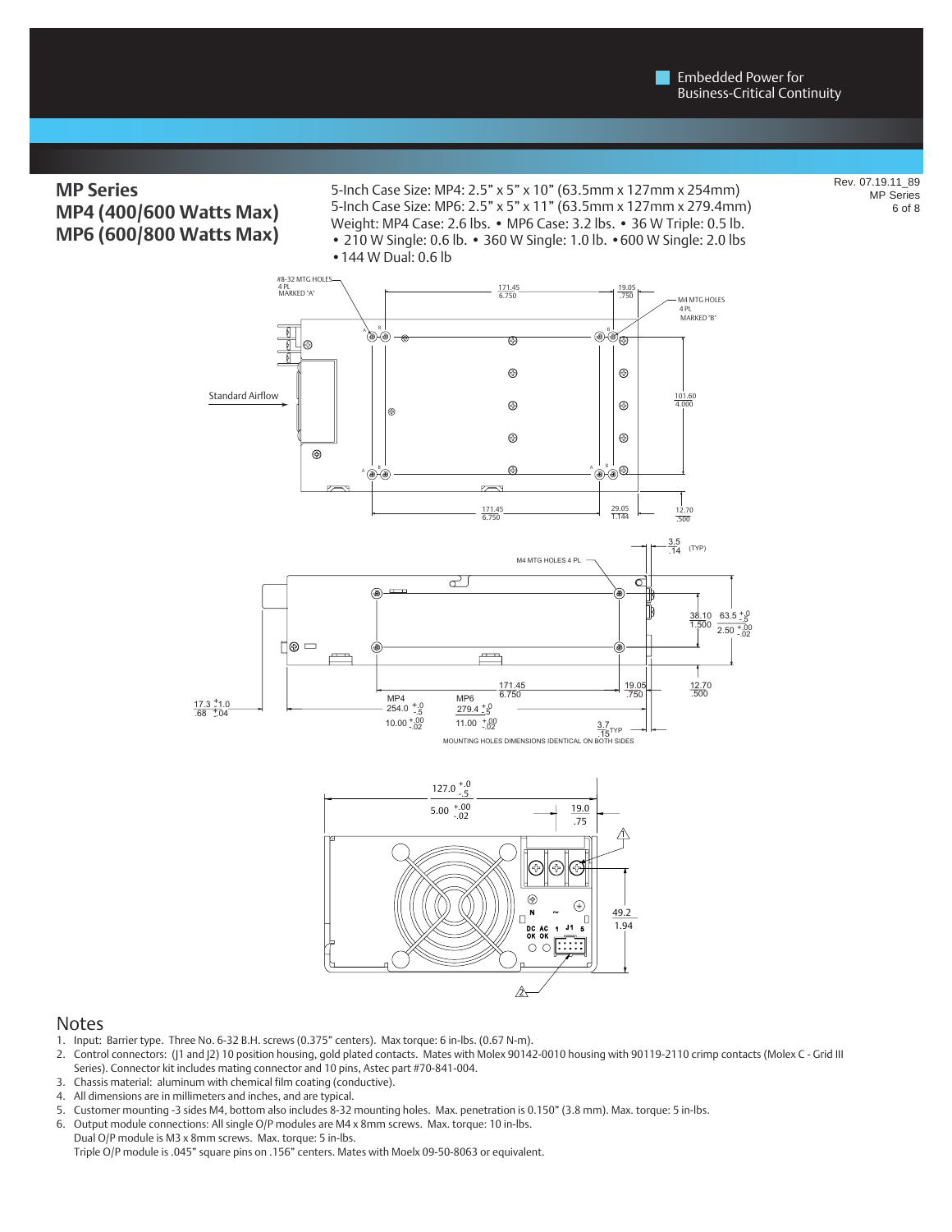## MP Series
## MP4 (400/600 Watts Max)
## MP6 (600/800 Watts Max)

5-Inch Case Size: MP4: 2.5" x 5" x 10" (63.5mm x 127mm x 254mm)
5-Inch Case Size: MP6: 2.5" x 5" x 11" (63.5mm x 127mm x 279.4mm)
Weight: MP4 Case: 2.6 lbs. • MP6 Case: 3.2 lbs. • 36 W Triple: 0.5 lb.
• 210 W Single: 0.6 lb. • 360 W Single: 1.0 lb. • 600 W Single: 2.0 lbs
• 144 W Dual: 0.6 lb

## Notes

1. Input: Barrier type. Three No. 6-32 B.H. screws (0.375" centers). Max torque: 6 in-lbs. (0.67 N-m).
2. Control connectors: (J1 and J2) 10 position housing, gold plated contacts. Mates with Molex 90142-0010 housing with 90119-2110 crimp contacts (Molex C - Grid III Series). Connector kit includes mating connector and 10 pins, Astec part #70-841-004.
3. Chassis material: aluminum with chemical film coating (conductive).
4. All dimensions are in millimeters and inches, and are typical.
5. Customer mounting -3 sides M4, bottom also includes 8-32 mounting holes. Max. penetration is 0.150" (3.8 mm). Max. torque: 5 in-lbs.
6. Output module connections: All single O/P modules are M4 x 8mm screws. Max. torque: 10 in-lbs.
   Dual O/P module is M3 x 8mm screws. Max. torque: 5 in-lbs.
   Triple O/P module is .045" square pins on .156" centers. Mates with Moelx 09-50-8063 or equivalent.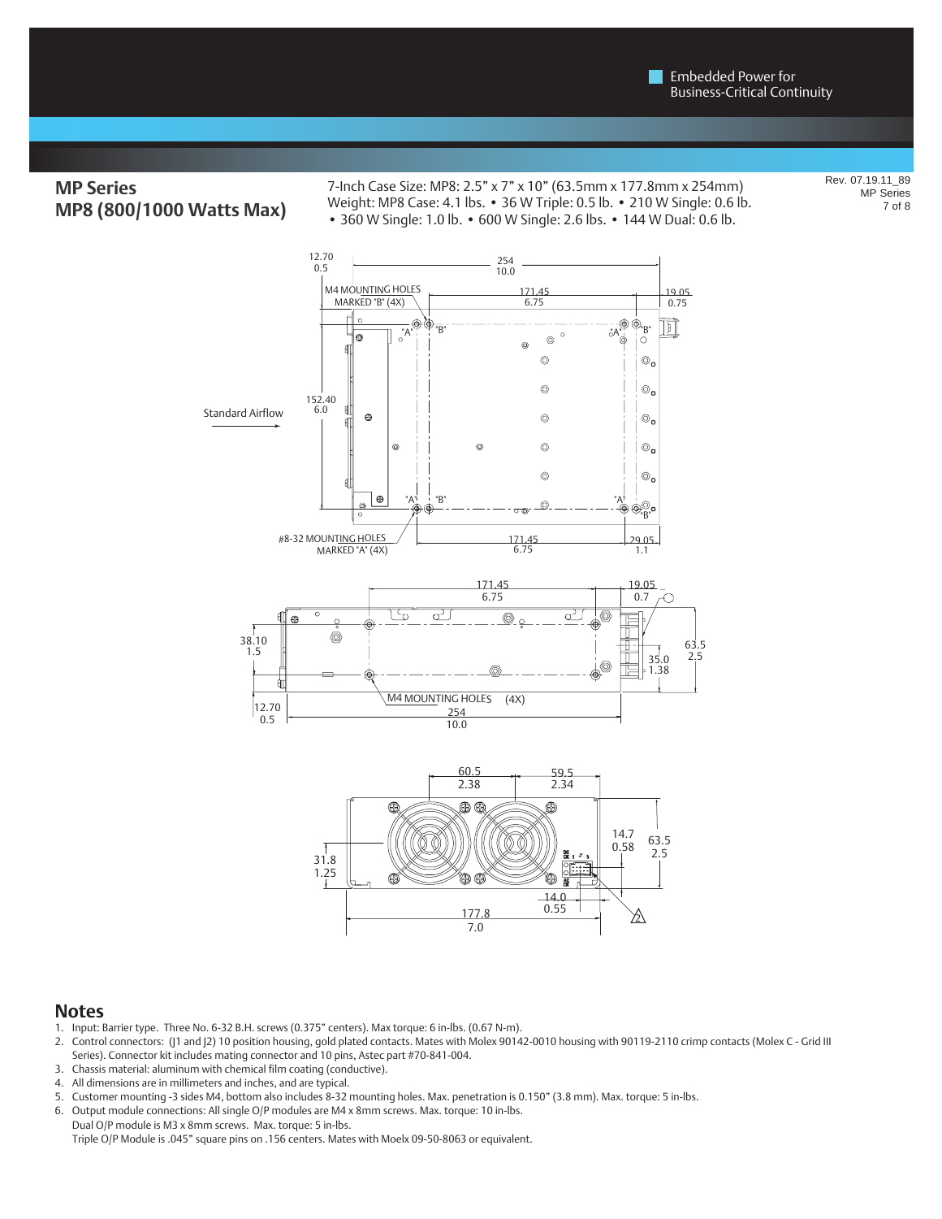## MP Series
## MP8 (800/1000 Watts Max)

7-Inch Case Size: MP8: 2.5" x 7" x 10" (63.5mm x 177.8mm x 254mm)
Weight: MP8 Case: 4.1 lbs. • 36 W Triple: 0.5 lb. • 210 W Single: 0.6 lb.
• 360 W Single: 1.0 lb. • 600 W Single: 2.6 lbs. • 144 W Dual: 0.6 lb.

Rev. 07.19.11_89

## Notes

1. Input: Barrier type. Three No. 6-32 B.H. screws (0.375" centers). Max torque: 6 in-lbs. (0.67 N-m).
2. Control connectors: (J1 and J2) 10 position housing, gold plated contacts. Mates with Molex 90142-0010 housing with 90119-2110 crimp contacts (Molex C - Grid III Series). Connector kit includes mating connector and 10 pins, Astec part #70-841-004.
3. Chassis material: aluminum with chemical film coating (conductive).
4. All dimensions are in millimeters and inches, and are typical.
5. Customer mounting -3 sides M4, bottom also includes 8-32 mounting holes. Max. penetration is 0.150" (3.8 mm). Max. torque: 5 in-lbs.
6. Output module connections: All single O/P modules are M4 x 8mm screws. Max. torque: 10 in-lbs.
   Dual O/P module is M3 x 8mm screws. Max. torque: 5 in-lbs.
   Triple O/P Module is .045" square pins on .156 centers. Mates with Moelx 09-50-8063 or equivalent.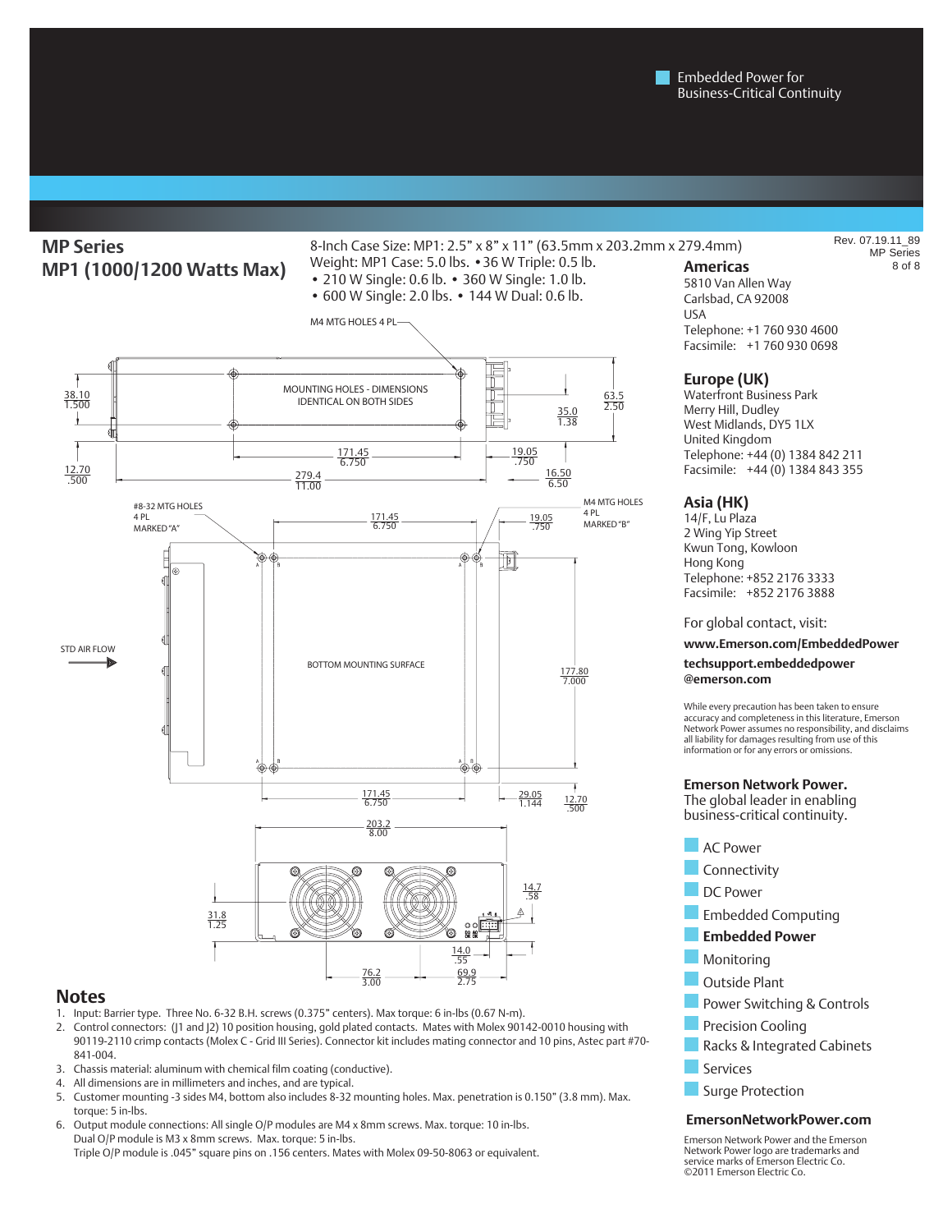Embedded Power for Business-Critical Continuity

# MP Series
# MP1 (1000/1200 Watts Max)

8-Inch Case Size: MP1: 2.5" x 8" x 11" (63.5mm x 203.2mm x 279.4mm)
Weight: MP1 Case: 5.0 lbs. • 36 W Triple: 0.5 lb.
- 210 W Single: 0.6 lb. • 360 W Single: 1.0 lb.
- 600 W Single: 2.0 lbs. • 144 W Dual: 0.6 lb.

M4 MTG HOLES 4 PL

MOUNTING HOLES - DIMENSIONS IDENTICAL ON BOTH SIDES

38.10
1.500

12.70
.500

171.45
6.750

279.4
11.00

19.05
.750

35.0
1.38

63.5
2.50

16.50
6.50

#8-32 MTG HOLES
4 PL
MARKED "A"

171.45
6.750

19.05
.750

M4 MTG HOLES
4 PL
MARKED "B"

STD AIR FLOW

BOTTOM MOUNTING SURFACE

177.80
7.000

171.45
6.750

29.05
1.144

12.70
.500

203.2
8.00

31.8
1.25

14.7
.58

14.0
.55

76.2
3.00

69.9
2.75

## Notes

1. Input: Barrier type. Three No. 6-32 B.H. screws (0.375" centers). Max torque: 6 in-lbs (0.67 N-m).
2. Control connectors: (J1 and J2) 10 position housing, gold plated contacts. Mates with Molex 90142-0010 housing with 90119-2110 crimp contacts (Molex C - Grid III Series). Connector kit includes mating connector and 10 pins, Astec part #70-841-004.
3. Chassis material: aluminum with chemical film coating (conductive).
4. All dimensions are in millimeters and inches, and are typical.
5. Customer mounting -3 sides M4, bottom also includes 8-32 mounting holes. Max. penetration is 0.150" (3.8 mm). Max. torque: 5 in-lbs.
6. Output module connections: All single O/P modules are M4 x 8mm screws. Max. torque: 10 in-lbs.
   Dual O/P module is M3 x 8mm screws. Max. torque: 5 in-lbs.
   Triple O/P module is .045" square pins on .156 centers. Mates with Molex 09-50-8063 or equivalent.

Rev. 07.19.11_89
MP Series

### Americas
5810 Van Allen Way
Carlsbad, CA 92008
USA
Telephone: +1 760 930 4600
Facsimile: +1 760 930 0698

### Europe (UK)
Waterfront Business Park
Merry Hill, Dudley
West Midlands, DY5 1LX
United Kingdom
Telephone: +44 (0) 1384 842 211
Facsimile: +44 (0) 1384 843 355

### Asia (HK)
14/F, Lu Plaza
2 Wing Yip Street
Kwun Tong, Kowloon
Hong Kong
Telephone: +852 2176 3333
Facsimile: +852 2176 3888

For global contact, visit:

**www.Emerson.com/EmbeddedPower**

**techsupport.embeddedpower@emerson.com**

While every precaution has been taken to ensure accuracy and completeness in this literature, Emerson Network Power assumes no responsibility, and disclaims all liability for damages resulting from use of this information or for any errors or omissions.

**Emerson Network Power.**
The global leader in enabling business-critical continuity.

- AC Power
- Connectivity
- DC Power
- Embedded Computing
- **Embedded Power**
- Monitoring
- Outside Plant
- Power Switching & Controls
- Precision Cooling
- Racks & Integrated Cabinets
- Services
- Surge Protection

**EmersonNetworkPower.com**

Emerson Network Power and the Emerson Network Power logo are trademarks and service marks of Emerson Electric Co. ©2011 Emerson Electric Co.